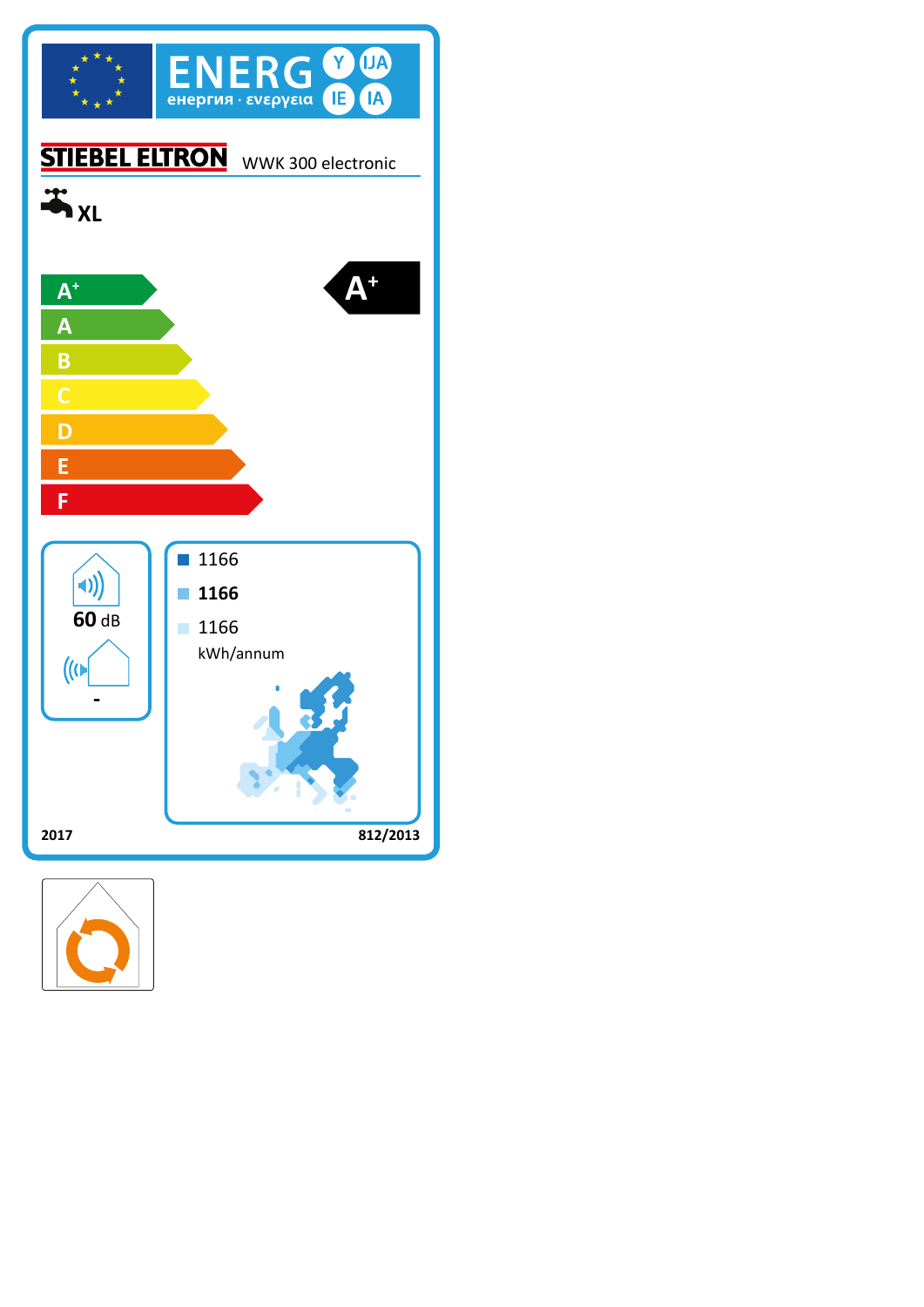ENERG Y IJA IE IA
енергия · ενεργεια

**STIEBEL ELTRON** WWK 300 electronic

XL

- A+
- A
- B
- C
- D
- E
- F

**A+**

60 dB

-

- 1166
- **1166**
- 1166

kWh/annum

2017

812/2013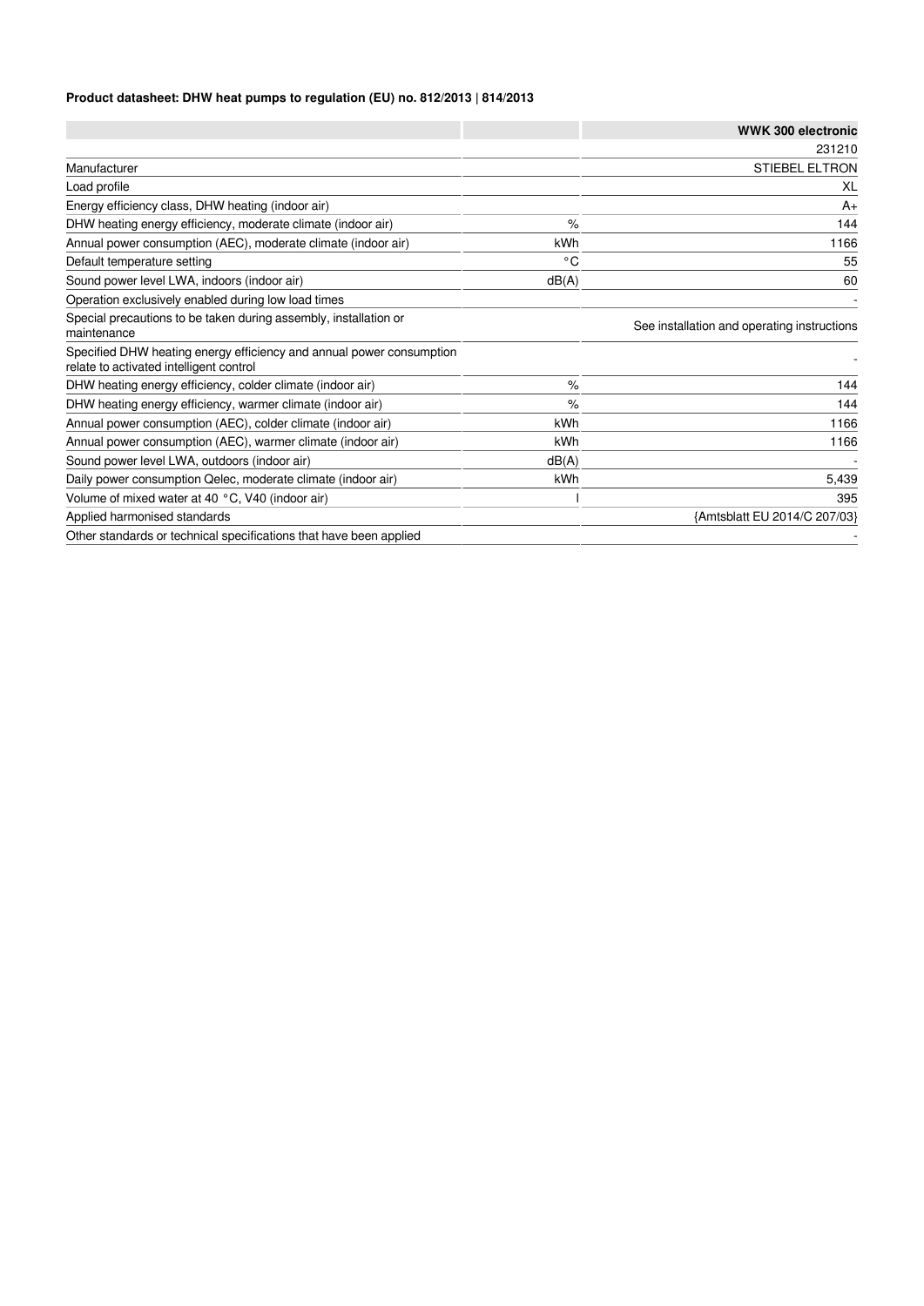**Product datasheet: DHW heat pumps to regulation (EU) no. 812/2013 | 814/2013**

| | | WWK 300 electronic |
|---|---|---|
| | | 231210 |
| Manufacturer | | STIEBEL ELTRON |
| Load profile | | XL |
| Energy efficiency class, DHW heating (indoor air) | | A+ |
| DHW heating energy efficiency, moderate climate (indoor air) | % | 144 |
| Annual power consumption (AEC), moderate climate (indoor air) | kWh | 1166 |
| Default temperature setting | °C | 55 |
| Sound power level LWA, indoors (indoor air) | dB(A) | 60 |
| Operation exclusively enabled during low load times | | - |
| Special precautions to be taken during assembly, installation or maintenance | | See installation and operating instructions |
| Specified DHW heating energy efficiency and annual power consumption relate to activated intelligent control | | - |
| DHW heating energy efficiency, colder climate (indoor air) | % | 144 |
| DHW heating energy efficiency, warmer climate (indoor air) | % | 144 |
| Annual power consumption (AEC), colder climate (indoor air) | kWh | 1166 |
| Annual power consumption (AEC), warmer climate (indoor air) | kWh | 1166 |
| Sound power level LWA, outdoors (indoor air) | dB(A) | - |
| Daily power consumption Qelec, moderate climate (indoor air) | kWh | 5,439 |
| Volume of mixed water at 40 °C, V40 (indoor air) | l | 395 |
| Applied harmonised standards | | {Amtsblatt EU 2014/C 207/03} |
| Other standards or technical specifications that have been applied | | - |